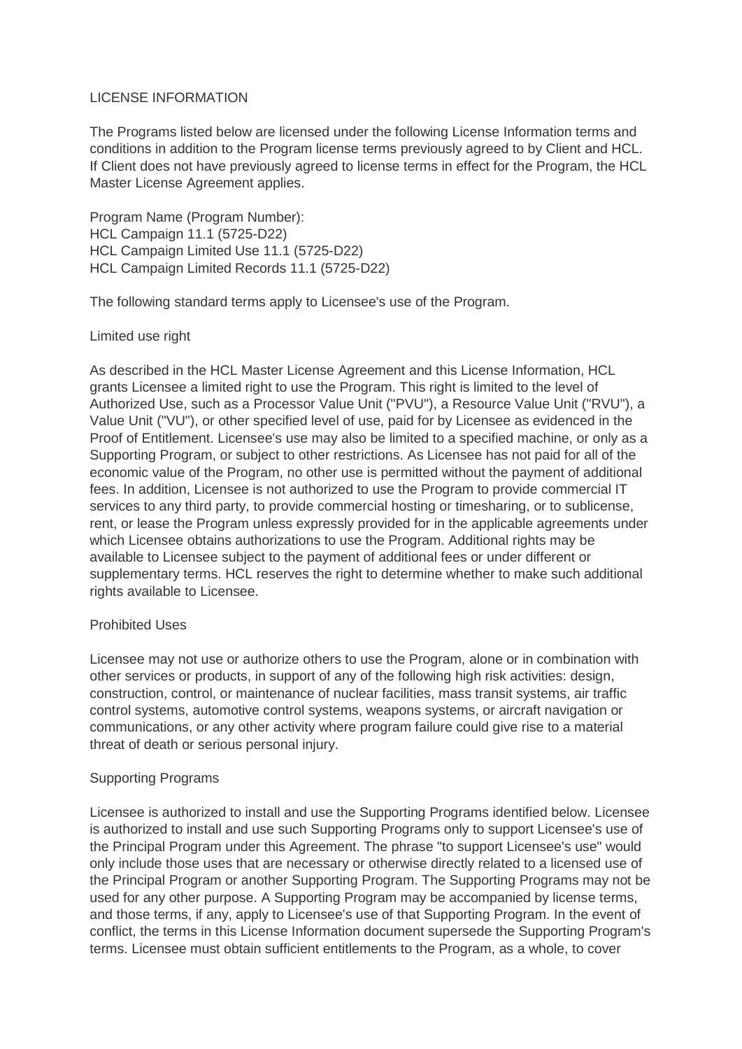# LICENSE INFORMATION

The Programs listed below are licensed under the following License Information terms and conditions in addition to the Program license terms previously agreed to by Client and HCL. If Client does not have previously agreed to license terms in effect for the Program, the HCL Master License Agreement applies.

Program Name (Program Number):
HCL Campaign 11.1 (5725-D22)
HCL Campaign Limited Use 11.1 (5725-D22)
HCL Campaign Limited Records 11.1 (5725-D22)

The following standard terms apply to Licensee's use of the Program.

## Limited use right

As described in the HCL Master License Agreement and this License Information, HCL grants Licensee a limited right to use the Program. This right is limited to the level of Authorized Use, such as a Processor Value Unit ("PVU"), a Resource Value Unit ("RVU"), a Value Unit ("VU"), or other specified level of use, paid for by Licensee as evidenced in the Proof of Entitlement. Licensee's use may also be limited to a specified machine, or only as a Supporting Program, or subject to other restrictions. As Licensee has not paid for all of the economic value of the Program, no other use is permitted without the payment of additional fees. In addition, Licensee is not authorized to use the Program to provide commercial IT services to any third party, to provide commercial hosting or timesharing, or to sublicense, rent, or lease the Program unless expressly provided for in the applicable agreements under which Licensee obtains authorizations to use the Program. Additional rights may be available to Licensee subject to the payment of additional fees or under different or supplementary terms. HCL reserves the right to determine whether to make such additional rights available to Licensee.

## Prohibited Uses

Licensee may not use or authorize others to use the Program, alone or in combination with other services or products, in support of any of the following high risk activities: design, construction, control, or maintenance of nuclear facilities, mass transit systems, air traffic control systems, automotive control systems, weapons systems, or aircraft navigation or communications, or any other activity where program failure could give rise to a material threat of death or serious personal injury.

## Supporting Programs

Licensee is authorized to install and use the Supporting Programs identified below. Licensee is authorized to install and use such Supporting Programs only to support Licensee's use of the Principal Program under this Agreement. The phrase "to support Licensee's use" would only include those uses that are necessary or otherwise directly related to a licensed use of the Principal Program or another Supporting Program. The Supporting Programs may not be used for any other purpose. A Supporting Program may be accompanied by license terms, and those terms, if any, apply to Licensee's use of that Supporting Program. In the event of conflict, the terms in this License Information document supersede the Supporting Program's terms. Licensee must obtain sufficient entitlements to the Program, as a whole, to cover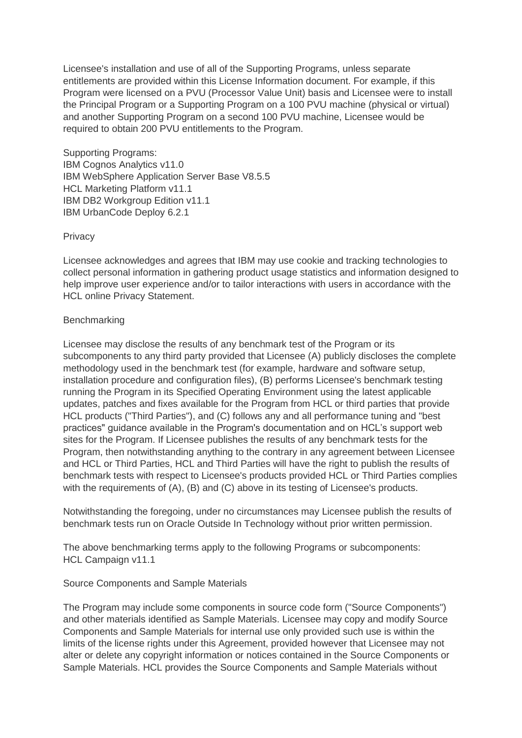Licensee's installation and use of all of the Supporting Programs, unless separate entitlements are provided within this License Information document. For example, if this Program were licensed on a PVU (Processor Value Unit) basis and Licensee were to install the Principal Program or a Supporting Program on a 100 PVU machine (physical or virtual) and another Supporting Program on a second 100 PVU machine, Licensee would be required to obtain 200 PVU entitlements to the Program.

Supporting Programs:
IBM Cognos Analytics v11.0
IBM WebSphere Application Server Base V8.5.5
HCL Marketing Platform v11.1
IBM DB2 Workgroup Edition v11.1
IBM UrbanCode Deploy 6.2.1

Privacy

Licensee acknowledges and agrees that IBM may use cookie and tracking technologies to collect personal information in gathering product usage statistics and information designed to help improve user experience and/or to tailor interactions with users in accordance with the HCL online Privacy Statement.

Benchmarking

Licensee may disclose the results of any benchmark test of the Program or its subcomponents to any third party provided that Licensee (A) publicly discloses the complete methodology used in the benchmark test (for example, hardware and software setup, installation procedure and configuration files), (B) performs Licensee's benchmark testing running the Program in its Specified Operating Environment using the latest applicable updates, patches and fixes available for the Program from HCL or third parties that provide HCL products ("Third Parties"), and (C) follows any and all performance tuning and "best practices" guidance available in the Program's documentation and on HCL's support web sites for the Program. If Licensee publishes the results of any benchmark tests for the Program, then notwithstanding anything to the contrary in any agreement between Licensee and HCL or Third Parties, HCL and Third Parties will have the right to publish the results of benchmark tests with respect to Licensee's products provided HCL or Third Parties complies with the requirements of (A), (B) and (C) above in its testing of Licensee's products.

Notwithstanding the foregoing, under no circumstances may Licensee publish the results of benchmark tests run on Oracle Outside In Technology without prior written permission.

The above benchmarking terms apply to the following Programs or subcomponents:
HCL Campaign v11.1

Source Components and Sample Materials

The Program may include some components in source code form ("Source Components") and other materials identified as Sample Materials. Licensee may copy and modify Source Components and Sample Materials for internal use only provided such use is within the limits of the license rights under this Agreement, provided however that Licensee may not alter or delete any copyright information or notices contained in the Source Components or Sample Materials. HCL provides the Source Components and Sample Materials without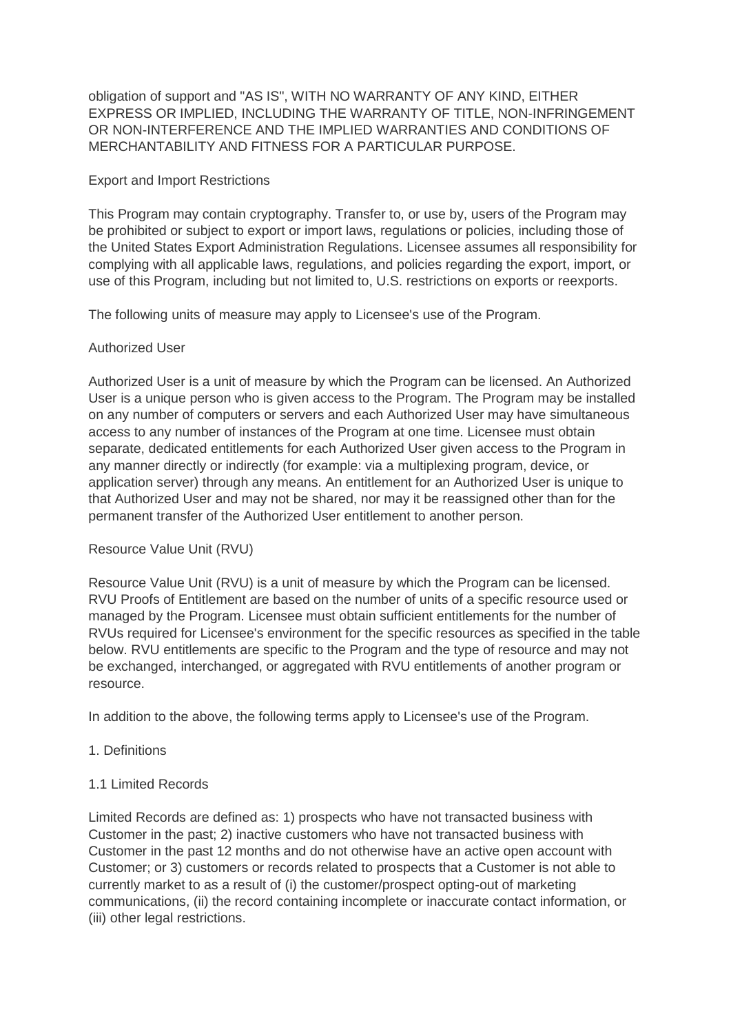obligation of support and "AS IS", WITH NO WARRANTY OF ANY KIND, EITHER EXPRESS OR IMPLIED, INCLUDING THE WARRANTY OF TITLE, NON-INFRINGEMENT OR NON-INTERFERENCE AND THE IMPLIED WARRANTIES AND CONDITIONS OF MERCHANTABILITY AND FITNESS FOR A PARTICULAR PURPOSE.

Export and Import Restrictions

This Program may contain cryptography. Transfer to, or use by, users of the Program may be prohibited or subject to export or import laws, regulations or policies, including those of the United States Export Administration Regulations. Licensee assumes all responsibility for complying with all applicable laws, regulations, and policies regarding the export, import, or use of this Program, including but not limited to, U.S. restrictions on exports or reexports.

The following units of measure may apply to Licensee's use of the Program.

Authorized User

Authorized User is a unit of measure by which the Program can be licensed. An Authorized User is a unique person who is given access to the Program. The Program may be installed on any number of computers or servers and each Authorized User may have simultaneous access to any number of instances of the Program at one time. Licensee must obtain separate, dedicated entitlements for each Authorized User given access to the Program in any manner directly or indirectly (for example: via a multiplexing program, device, or application server) through any means. An entitlement for an Authorized User is unique to that Authorized User and may not be shared, nor may it be reassigned other than for the permanent transfer of the Authorized User entitlement to another person.

Resource Value Unit (RVU)

Resource Value Unit (RVU) is a unit of measure by which the Program can be licensed. RVU Proofs of Entitlement are based on the number of units of a specific resource used or managed by the Program. Licensee must obtain sufficient entitlements for the number of RVUs required for Licensee's environment for the specific resources as specified in the table below. RVU entitlements are specific to the Program and the type of resource and may not be exchanged, interchanged, or aggregated with RVU entitlements of another program or resource.

In addition to the above, the following terms apply to Licensee's use of the Program.

1. Definitions

1.1 Limited Records

Limited Records are defined as: 1) prospects who have not transacted business with Customer in the past; 2) inactive customers who have not transacted business with Customer in the past 12 months and do not otherwise have an active open account with Customer; or 3) customers or records related to prospects that a Customer is not able to currently market to as a result of (i) the customer/prospect opting-out of marketing communications, (ii) the record containing incomplete or inaccurate contact information, or (iii) other legal restrictions.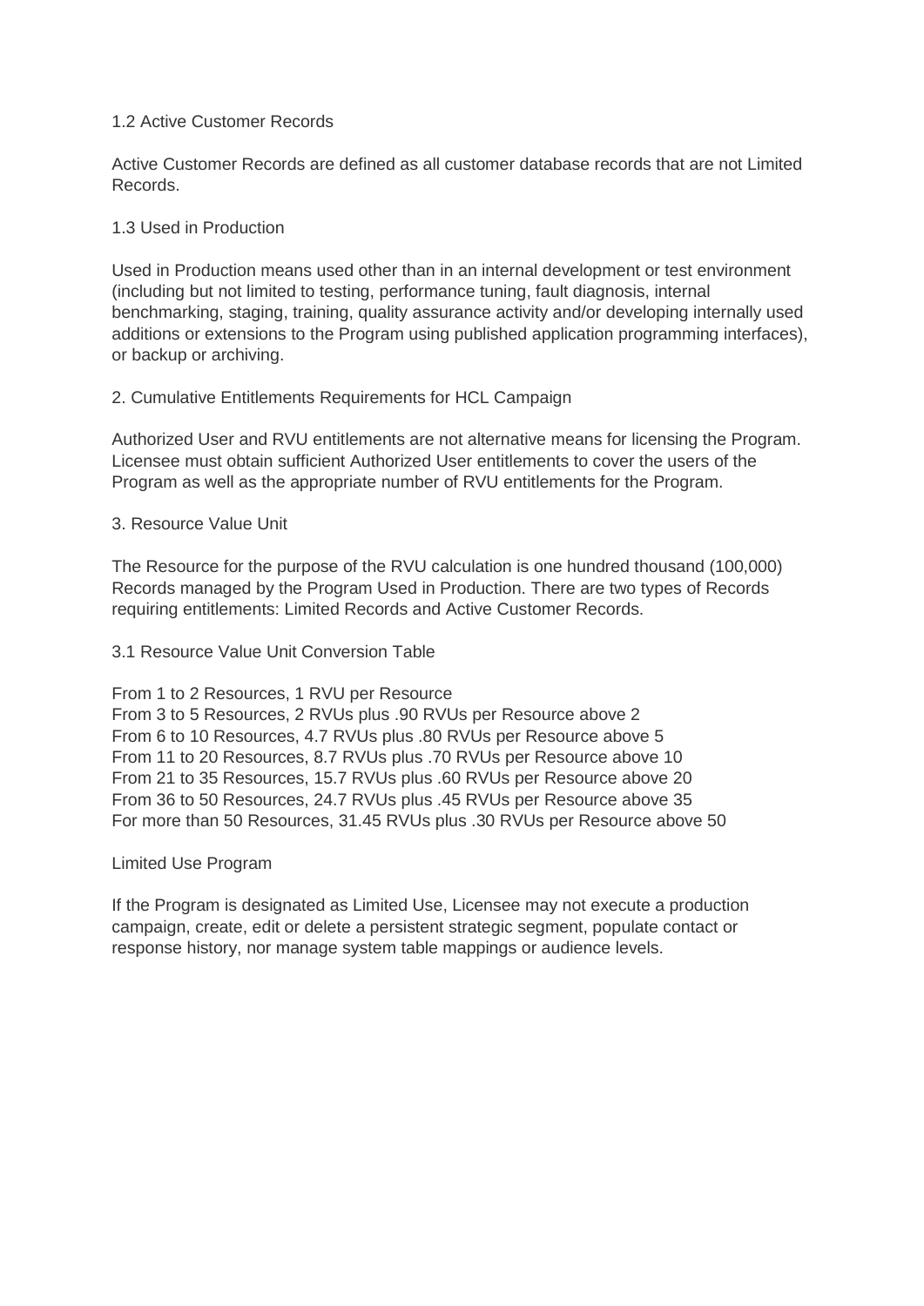### 1.2 Active Customer Records

Active Customer Records are defined as all customer database records that are not Limited Records.

### 1.3 Used in Production

Used in Production means used other than in an internal development or test environment (including but not limited to testing, performance tuning, fault diagnosis, internal benchmarking, staging, training, quality assurance activity and/or developing internally used additions or extensions to the Program using published application programming interfaces), or backup or archiving.

## 2. Cumulative Entitlements Requirements for HCL Campaign

Authorized User and RVU entitlements are not alternative means for licensing the Program. Licensee must obtain sufficient Authorized User entitlements to cover the users of the Program as well as the appropriate number of RVU entitlements for the Program.

## 3. Resource Value Unit

The Resource for the purpose of the RVU calculation is one hundred thousand (100,000) Records managed by the Program Used in Production. There are two types of Records requiring entitlements: Limited Records and Active Customer Records.

### 3.1 Resource Value Unit Conversion Table

From 1 to 2 Resources, 1 RVU per Resource
From 3 to 5 Resources, 2 RVUs plus .90 RVUs per Resource above 2
From 6 to 10 Resources, 4.7 RVUs plus .80 RVUs per Resource above 5
From 11 to 20 Resources, 8.7 RVUs plus .70 RVUs per Resource above 10
From 21 to 35 Resources, 15.7 RVUs plus .60 RVUs per Resource above 20
From 36 to 50 Resources, 24.7 RVUs plus .45 RVUs per Resource above 35
For more than 50 Resources, 31.45 RVUs plus .30 RVUs per Resource above 50

## Limited Use Program

If the Program is designated as Limited Use, Licensee may not execute a production campaign, create, edit or delete a persistent strategic segment, populate contact or response history, nor manage system table mappings or audience levels.